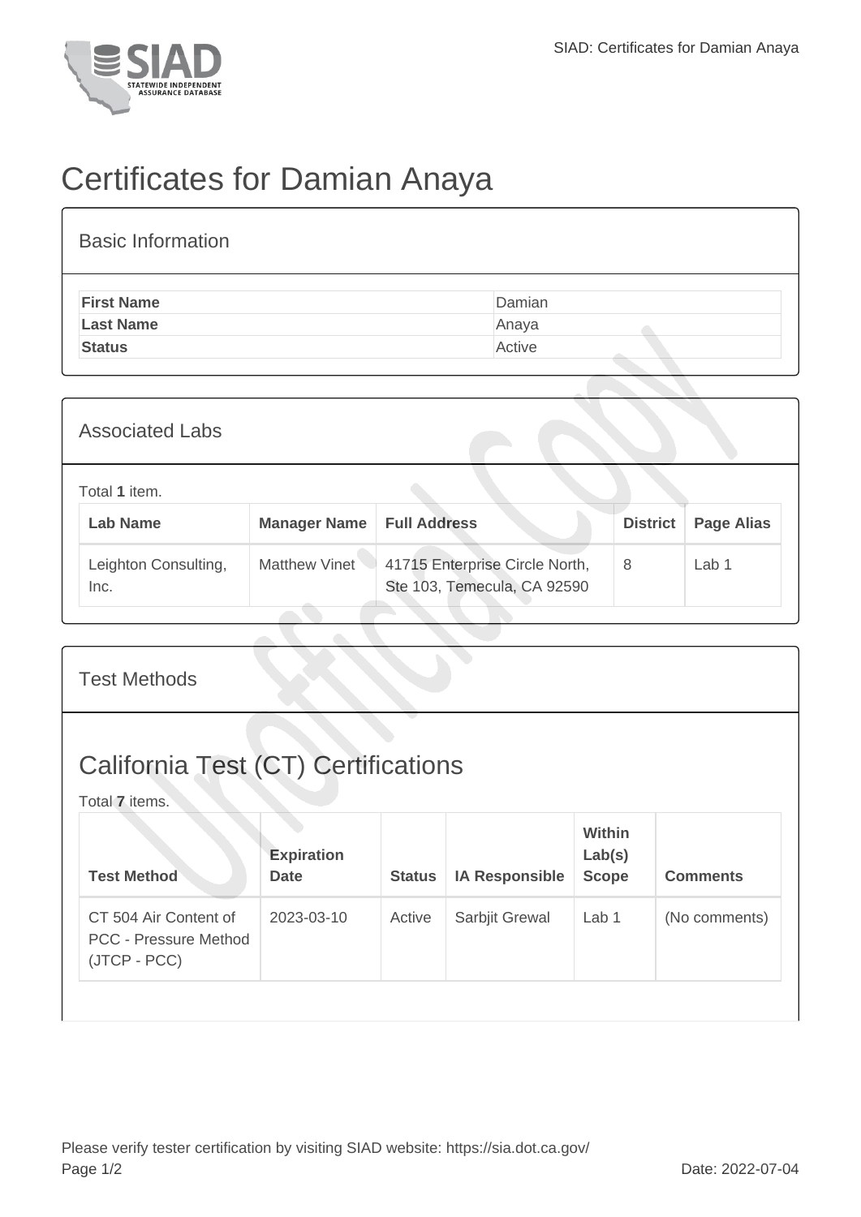# Certificates for Damian Anaya

## Basic Information

| | |
|---|---|
| **First Name** | Damian |
| **Last Name** | Anaya |
| **Status** | Active |

## Associated Labs

Total **1** item.

| Lab Name | Manager Name | Full Address | District | Page Alias |
|---|---|---|---|---|
| Leighton Consulting, Inc. | Matthew Vinet | 41715 Enterprise Circle North, Ste 103, Temecula, CA 92590 | 8 | Lab 1 |

## Test Methods

## California Test (CT) Certifications

Total **7** items.

| Test Method | Expiration Date | Status | IA Responsible | Within Lab(s) Scope | Comments |
|---|---|---|---|---|---|
| CT 504 Air Content of PCC - Pressure Method (JTCP - PCC) | 2023-03-10 | Active | Sarbjit Grewal | Lab 1 | (No comments) |

Please verify tester certification by visiting SIAD website: https://sia.dot.ca.gov/

Date: 2022-07-04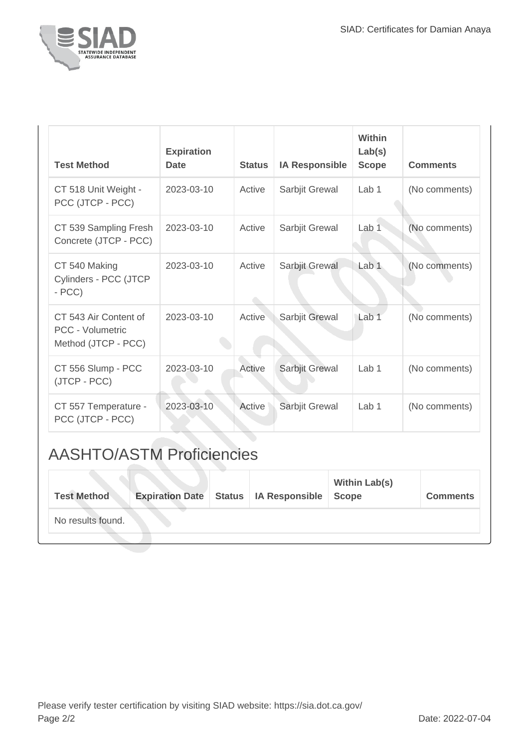| Test Method | Expiration Date | Status | IA Responsible | Within Lab(s) Scope | Comments |
| --- | --- | --- | --- | --- | --- |
| CT 518 Unit Weight - PCC (JTCP - PCC) | 2023-03-10 | Active | Sarbjit Grewal | Lab 1 | (No comments) |
| CT 539 Sampling Fresh Concrete (JTCP - PCC) | 2023-03-10 | Active | Sarbjit Grewal | Lab 1 | (No comments) |
| CT 540 Making Cylinders - PCC (JTCP - PCC) | 2023-03-10 | Active | Sarbjit Grewal | Lab 1 | (No comments) |
| CT 543 Air Content of PCC - Volumetric Method (JTCP - PCC) | 2023-03-10 | Active | Sarbjit Grewal | Lab 1 | (No comments) |
| CT 556 Slump - PCC (JTCP - PCC) | 2023-03-10 | Active | Sarbjit Grewal | Lab 1 | (No comments) |
| CT 557 Temperature - PCC (JTCP - PCC) | 2023-03-10 | Active | Sarbjit Grewal | Lab 1 | (No comments) |

## AASHTO/ASTM Proficiencies

| Test Method | Expiration Date | Status | IA Responsible | Within Lab(s) Scope | Comments |
| --- | --- | --- | --- | --- | --- |
| No results found. | | | | | |

Please verify tester certification by visiting SIAD website: https://sia.dot.ca.gov/

Date: 2022-07-04